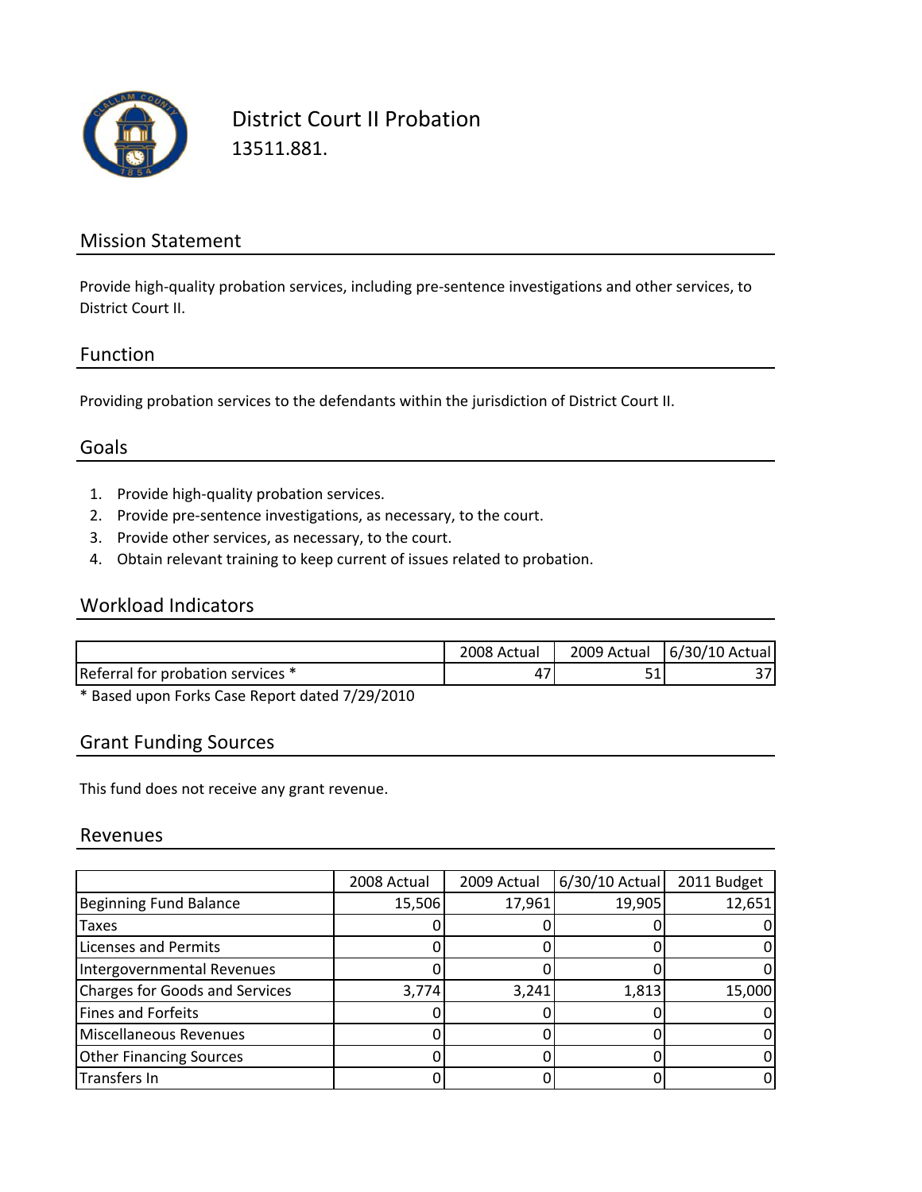# District Court II Probation

13511.881.

## Mission Statement

Provide high-quality probation services, including pre-sentence investigations and other services, to District Court II.

## Function

Providing probation services to the defendants within the jurisdiction of District Court II.

## Goals

1. Provide high-quality probation services.
2. Provide pre-sentence investigations, as necessary, to the court.
3. Provide other services, as necessary, to the court.
4. Obtain relevant training to keep current of issues related to probation.

## Workload Indicators

| | 2008 Actual | 2009 Actual | 6/30/10 Actual |
|---|---|---|---|
| Referral for probation services * | 47 | 51 | 37 |

* Based upon Forks Case Report dated 7/29/2010

## Grant Funding Sources

This fund does not receive any grant revenue.

## Revenues

| | 2008 Actual | 2009 Actual | 6/30/10 Actual | 2011 Budget |
|---|---|---|---|---|
| Beginning Fund Balance | 15,506 | 17,961 | 19,905 | 12,651 |
| Taxes | 0 | 0 | 0 | 0 |
| Licenses and Permits | 0 | 0 | 0 | 0 |
| Intergovernmental Revenues | 0 | 0 | 0 | 0 |
| Charges for Goods and Services | 3,774 | 3,241 | 1,813 | 15,000 |
| Fines and Forfeits | 0 | 0 | 0 | 0 |
| Miscellaneous Revenues | 0 | 0 | 0 | 0 |
| Other Financing Sources | 0 | 0 | 0 | 0 |
| Transfers In | 0 | 0 | 0 | 0 |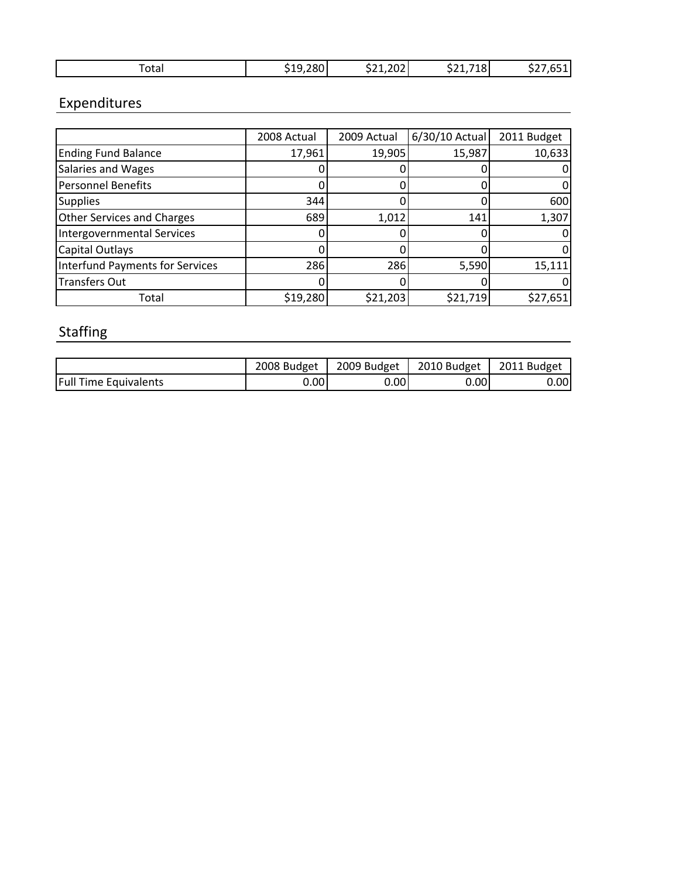| | | | | |
|---|---|---|---|---|
| Total | $19,280 | $21,202 | $21,718 | $27,651 |

## Expenditures

| | 2008 Actual | 2009 Actual | 6/30/10 Actual | 2011 Budget |
|---|---|---|---|---|
| Ending Fund Balance | 17,961 | 19,905 | 15,987 | 10,633 |
| Salaries and Wages | 0 | 0 | 0 | 0 |
| Personnel Benefits | 0 | 0 | 0 | 0 |
| Supplies | 344 | 0 | 0 | 600 |
| Other Services and Charges | 689 | 1,012 | 141 | 1,307 |
| Intergovernmental Services | 0 | 0 | 0 | 0 |
| Capital Outlays | 0 | 0 | 0 | 0 |
| Interfund Payments for Services | 286 | 286 | 5,590 | 15,111 |
| Transfers Out | 0 | 0 | 0 | 0 |
| Total | $19,280 | $21,203 | $21,719 | $27,651 |

## Staffing

| | 2008 Budget | 2009 Budget | 2010 Budget | 2011 Budget |
|---|---|---|---|---|
| Full Time Equivalents | 0.00 | 0.00 | 0.00 | 0.00 |